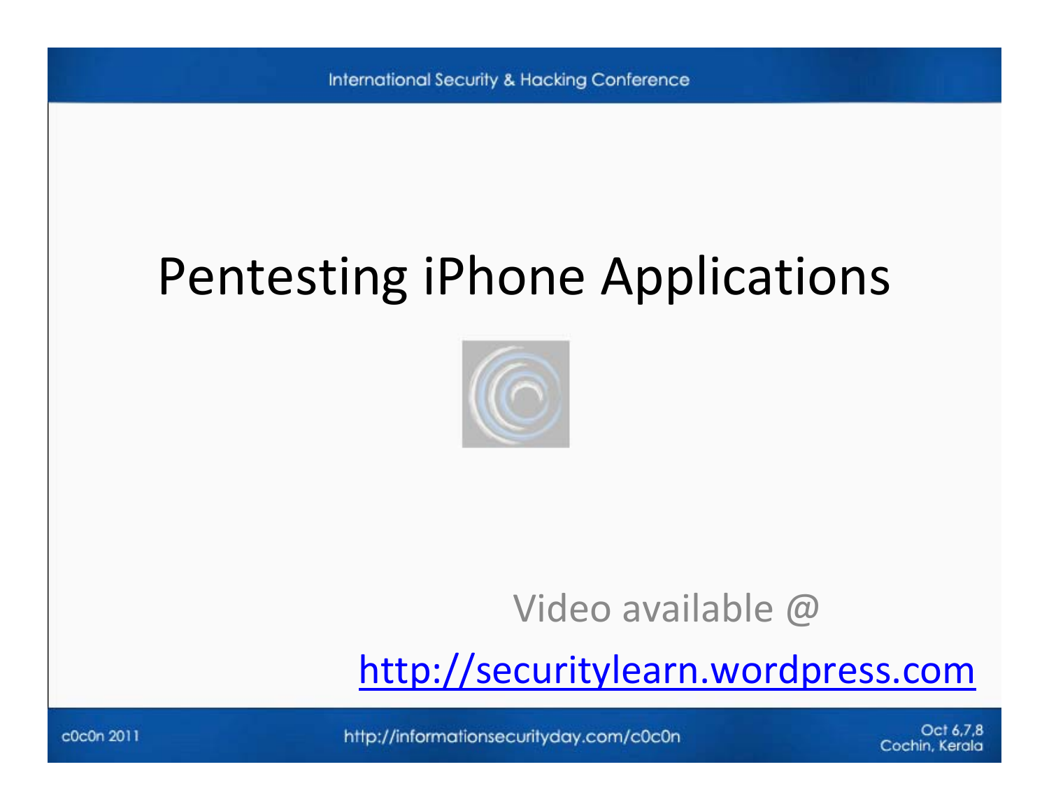# Pentesting iPhone Applications

Video available @

http://securitylearn.wordpress.com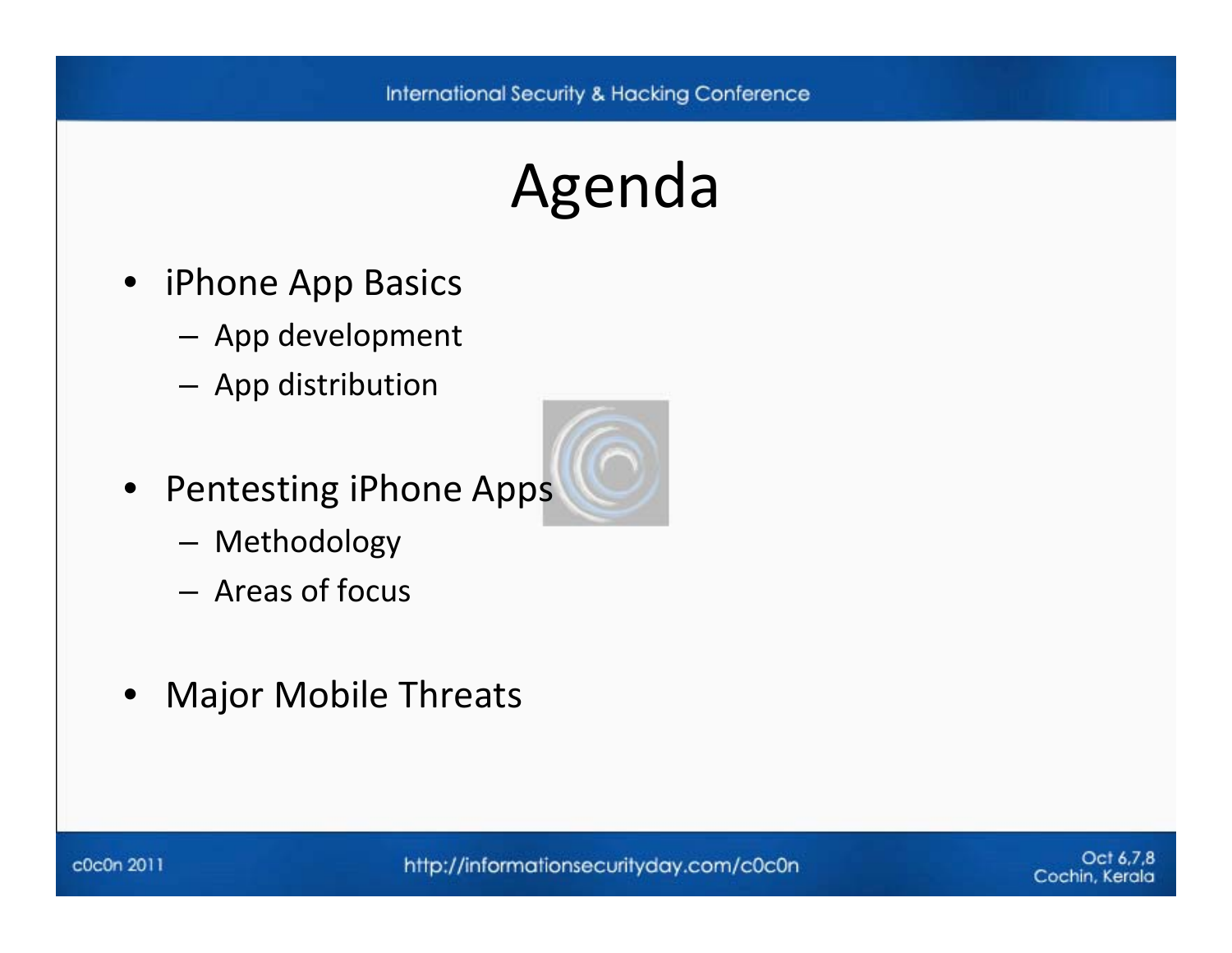# Agenda

- iPhone App Basics
  - App development
  - App distribution
- Pentesting iPhone Apps
  - Methodology
  - Areas of focus
- Major Mobile Threats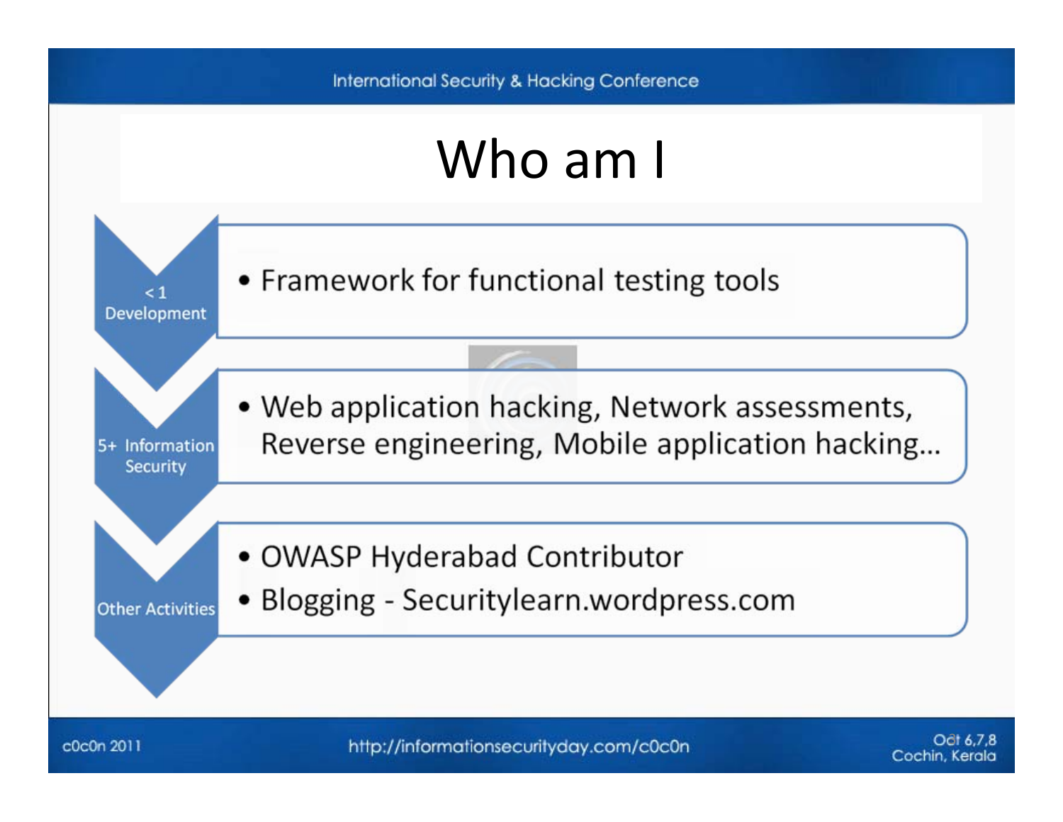# Who am I

**< 1 Development**

- Framework for functional testing tools

**5+ Information Security**

- Web application hacking, Network assessments, Reverse engineering, Mobile application hacking...

**Other Activities**

- OWASP Hyderabad Contributor
- Blogging - Securitylearn.wordpress.com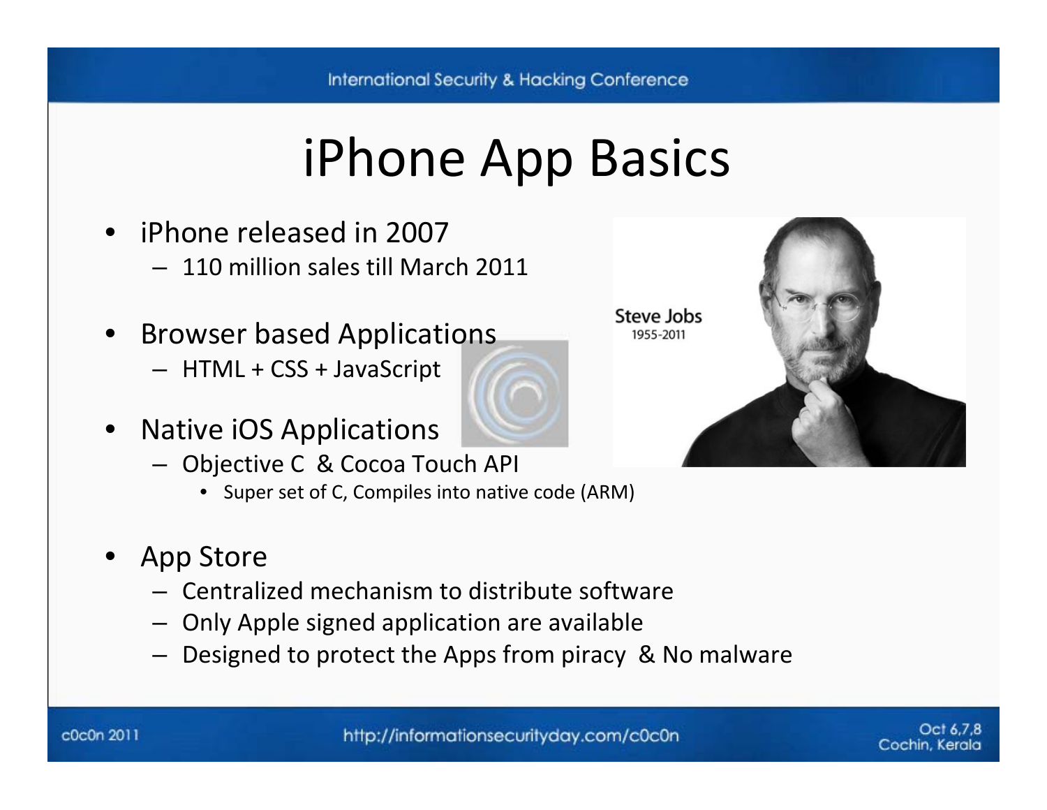# iPhone App Basics

- iPhone released in 2007
  - 110 million sales till March 2011
- Browser based Applications
  - HTML + CSS + JavaScript
- Native iOS Applications
  - Objective C & Cocoa Touch API
    - Super set of C, Compiles into native code (ARM)
- App Store
  - Centralized mechanism to distribute software
  - Only Apple signed application are available
  - Designed to protect the Apps from piracy & No malware

Steve Jobs
1955-2011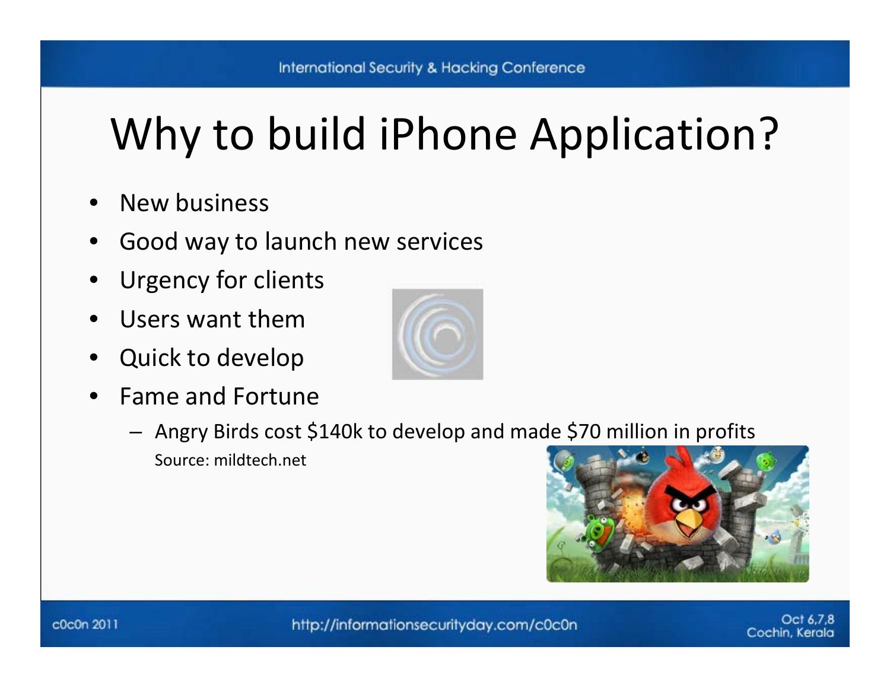# Why to build iPhone Application?

- New business
- Good way to launch new services
- Urgency for clients
- Users want them
- Quick to develop
- Fame and Fortune
  - Angry Birds cost $140k to develop and made $70 million in profits
    Source: mildtech.net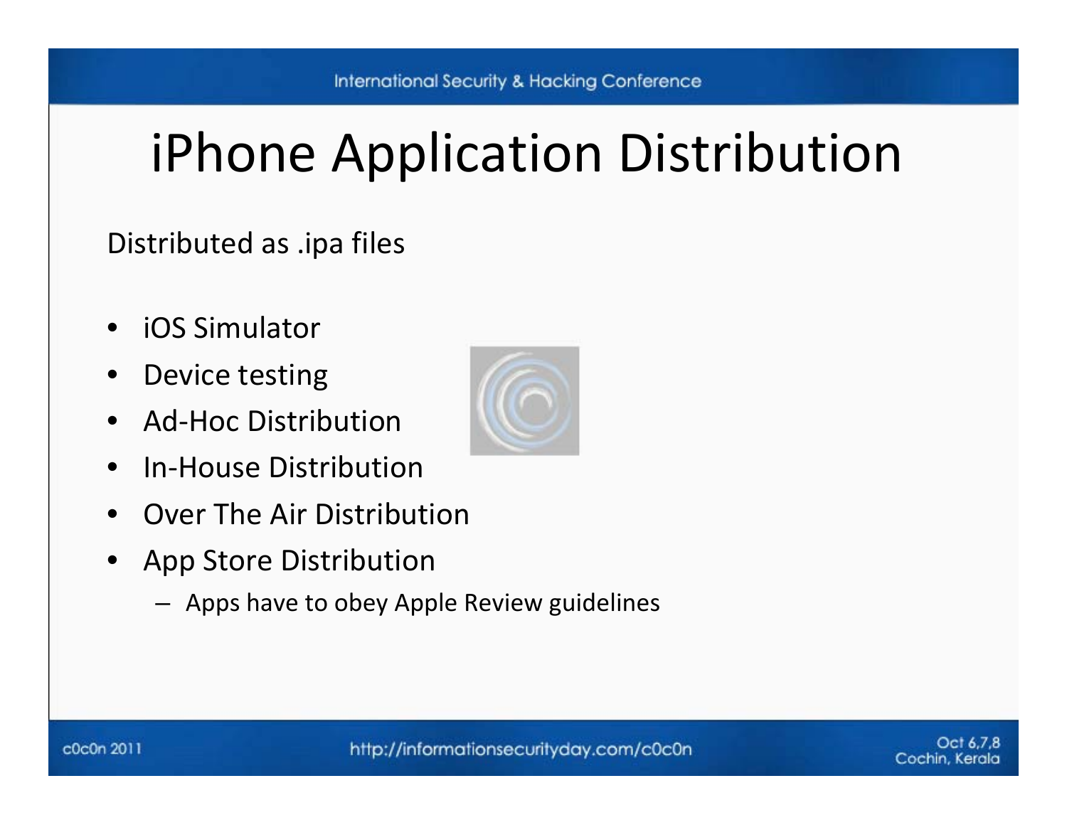# iPhone Application Distribution

Distributed as .ipa files

- iOS Simulator
- Device testing
- Ad-Hoc Distribution
- In-House Distribution
- Over The Air Distribution
- App Store Distribution
  - Apps have to obey Apple Review guidelines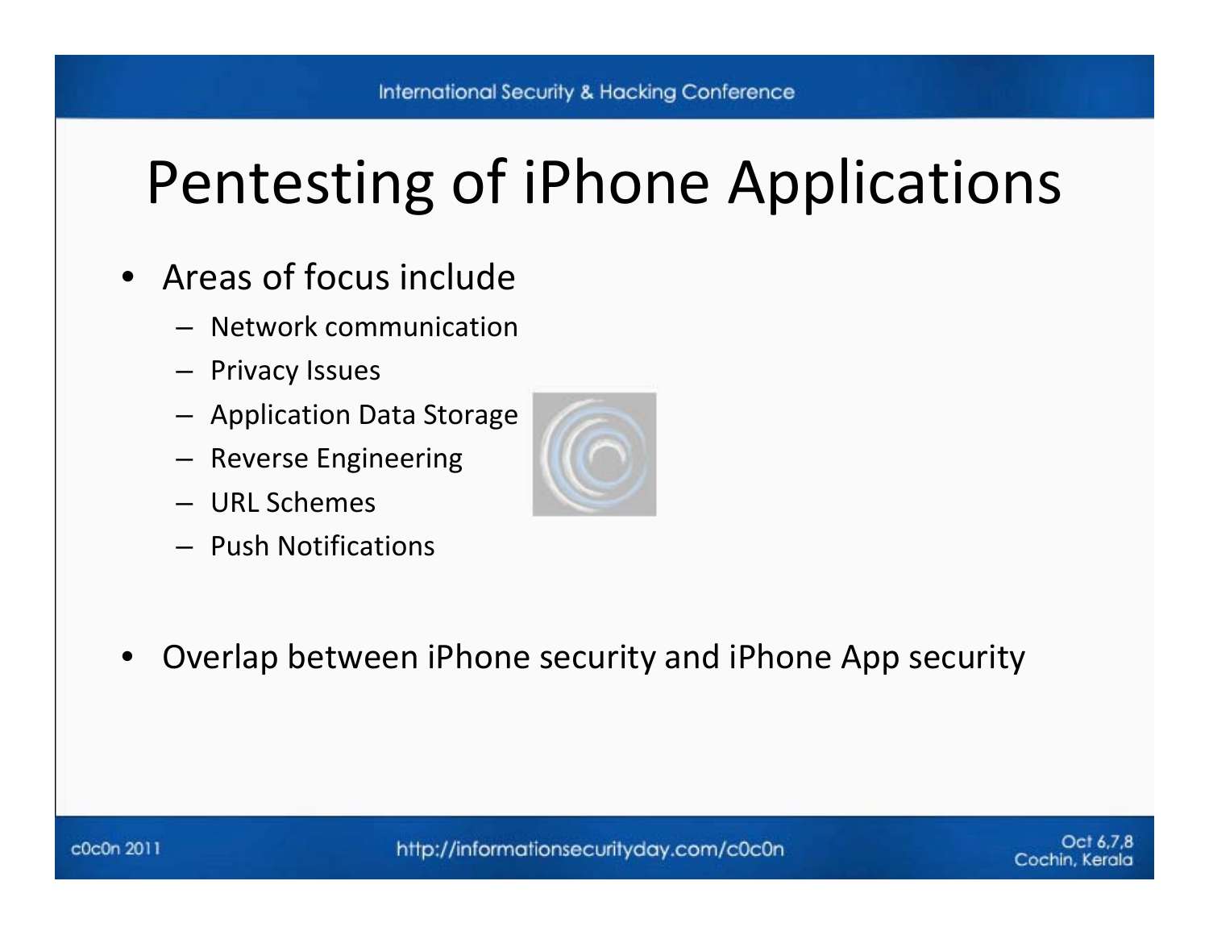# Pentesting of iPhone Applications

- Areas of focus include
  - Network communication
  - Privacy Issues
  - Application Data Storage
  - Reverse Engineering
  - URL Schemes
  - Push Notifications

- Overlap between iPhone security and iPhone App security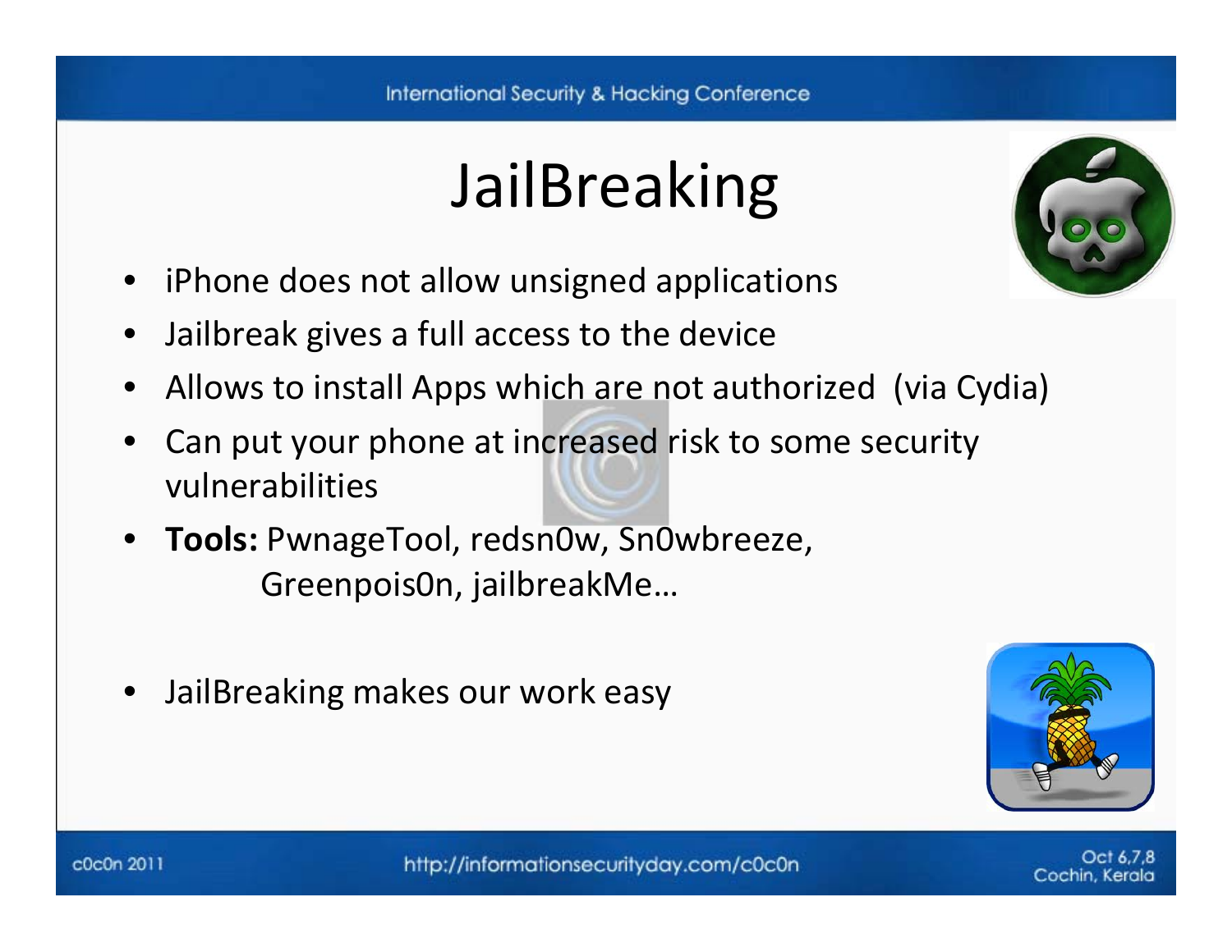# JailBreaking

- iPhone does not allow unsigned applications
- Jailbreak gives a full access to the device
- Allows to install Apps which are not authorized (via Cydia)
- Can put your phone at increased risk to some security vulnerabilities
- **Tools:** PwnageTool, redsn0w, Sn0wbreeze, Greenpois0n, jailbreakMe…
- JailBreaking makes our work easy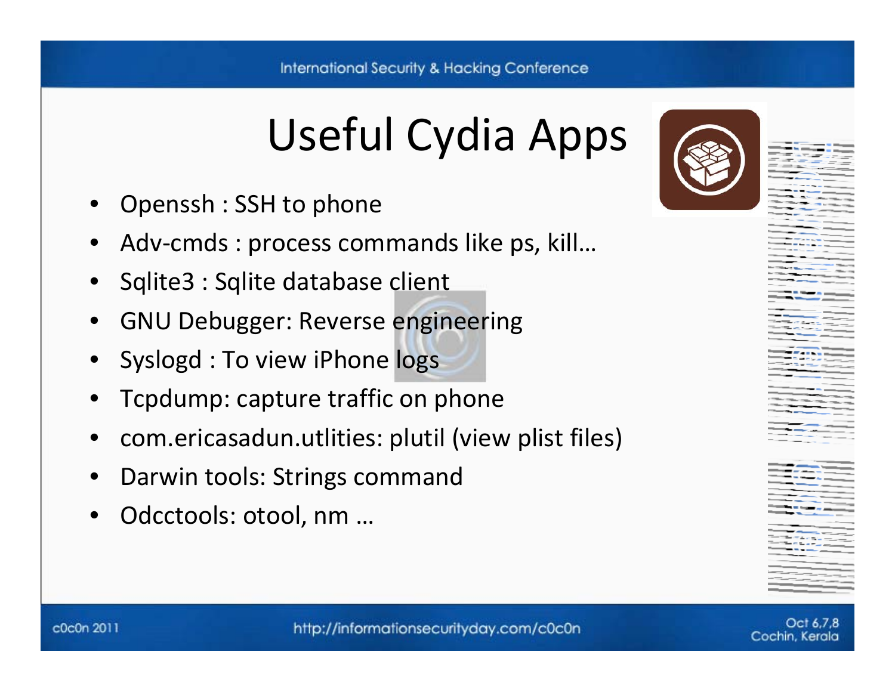# Useful Cydia Apps

- Openssh : SSH to phone
- Adv-cmds : process commands like ps, kill…
- Sqlite3 : Sqlite database client
- GNU Debugger: Reverse engineering
- Syslogd : To view iPhone logs
- Tcpdump: capture traffic on phone
- com.ericasadun.utlities: plutil (view plist files)
- Darwin tools: Strings command
- Odcctools: otool, nm …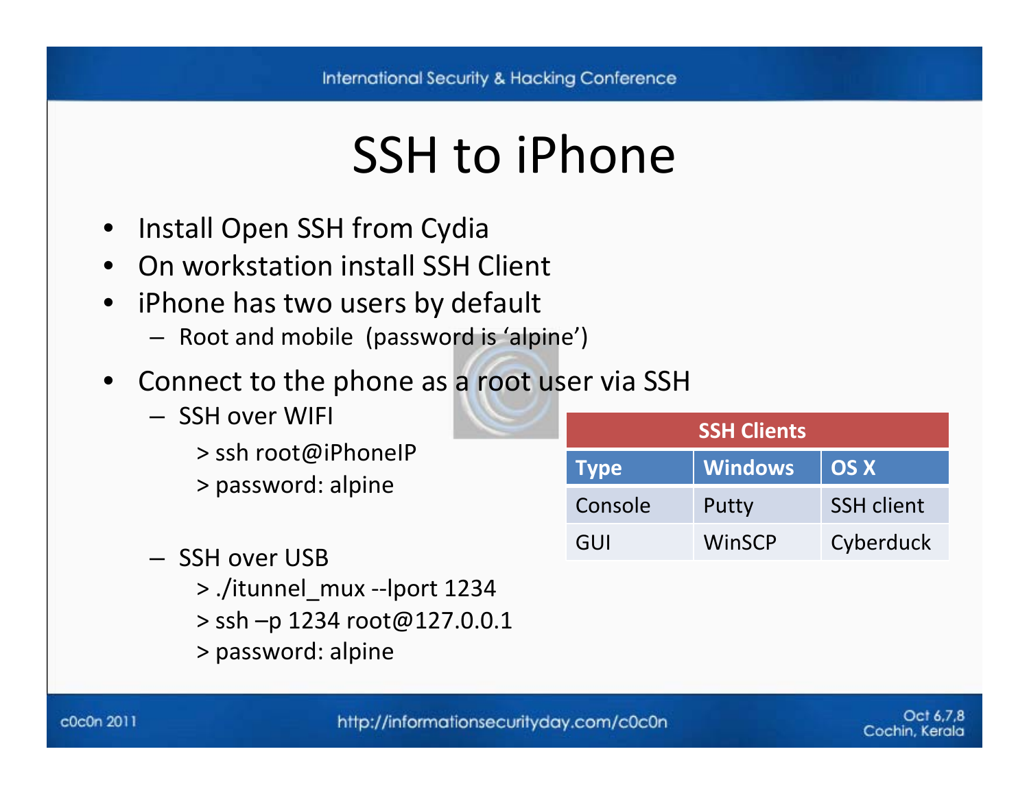# SSH to iPhone

- Install Open SSH from Cydia
- On workstation install SSH Client
- iPhone has two users by default
  - Root and mobile (password is 'alpine')
- Connect to the phone as a root user via SSH
  - SSH over WIFI

    ```
    > ssh root@iPhoneIP
    > password: alpine
    ```

  - SSH over USB

    ```
    > ./itunnel_mux --lport 1234
    > ssh –p 1234 root@127.0.0.1
    > password: alpine
    ```

| SSH Clients | | |
|---|---|---|
| **Type** | **Windows** | **OS X** |
| Console | Putty | SSH client |
| GUI | WinSCP | Cyberduck |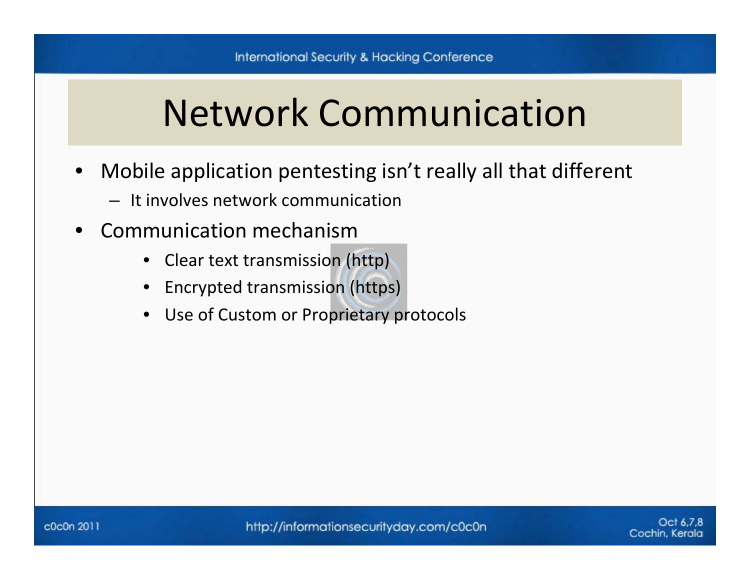# Network Communication

- Mobile application pentesting isn't really all that different
  - It involves network communication
- Communication mechanism
  - Clear text transmission (http)
  - Encrypted transmission (https)
  - Use of Custom or Proprietary protocols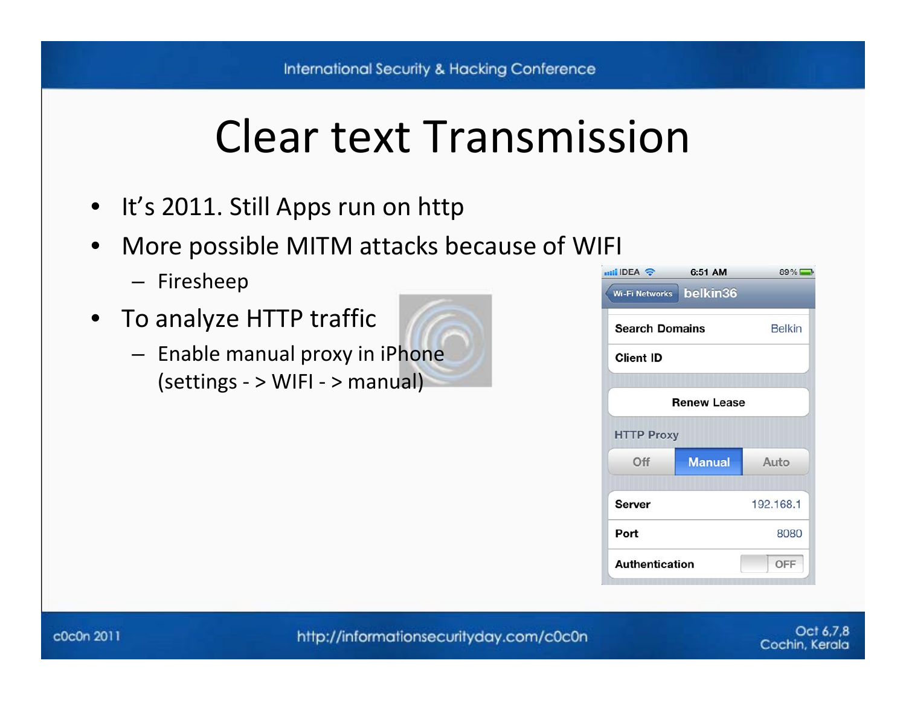# Clear text Transmission

- It's 2011. Still Apps run on http
- More possible MITM attacks because of WIFI
  - Firesheep
- To analyze HTTP traffic
  - Enable manual proxy in iPhone (settings - > WIFI - > manual)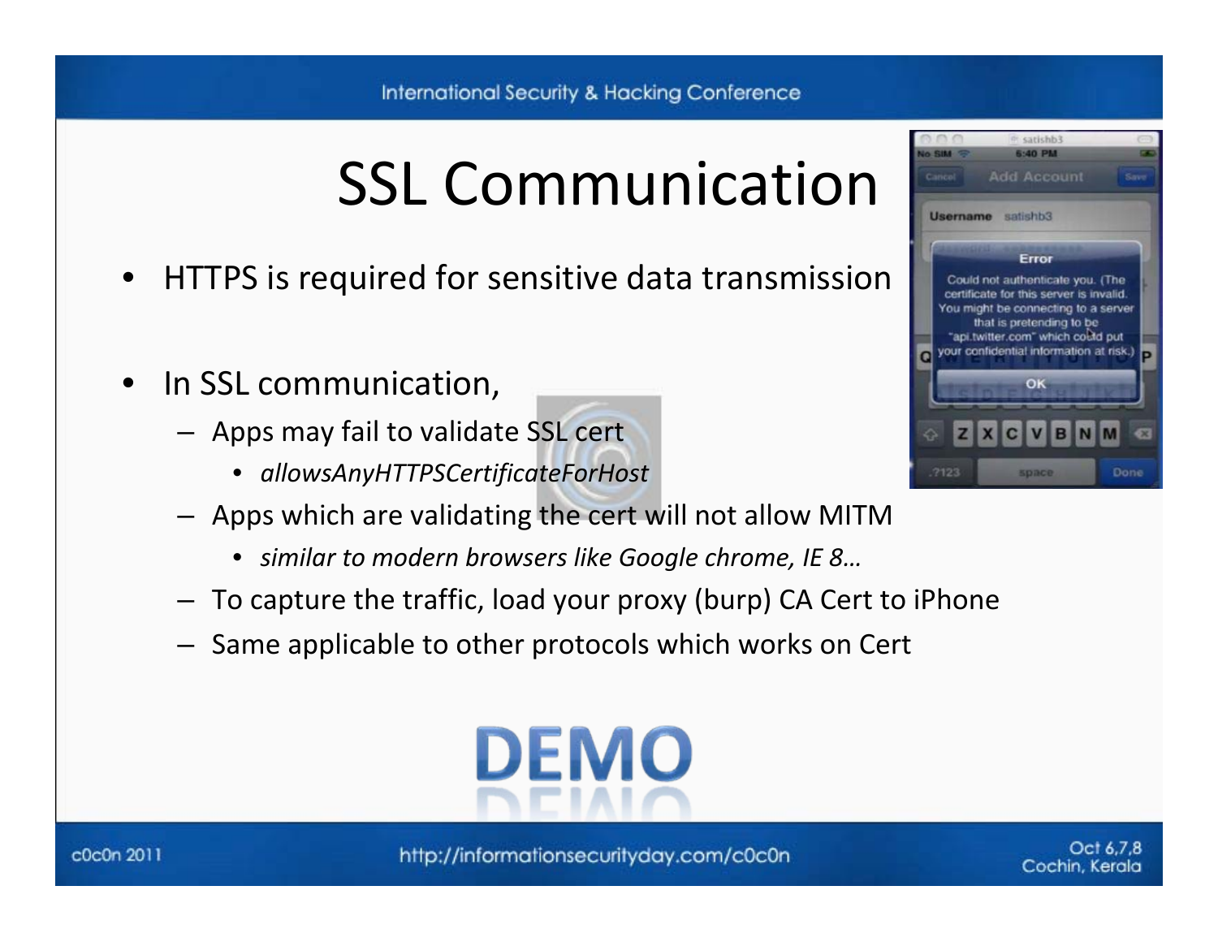# SSL Communication

- HTTPS is required for sensitive data transmission
- In SSL communication,
  - Apps may fail to validate SSL cert
    - *allowsAnyHTTPSCertificateForHost*
  - Apps which are validating the cert will not allow MITM
    - *similar to modern browsers like Google chrome, IE 8…*
  - To capture the traffic, load your proxy (burp) CA Cert to iPhone
  - Same applicable to other protocols which works on Cert

DEMO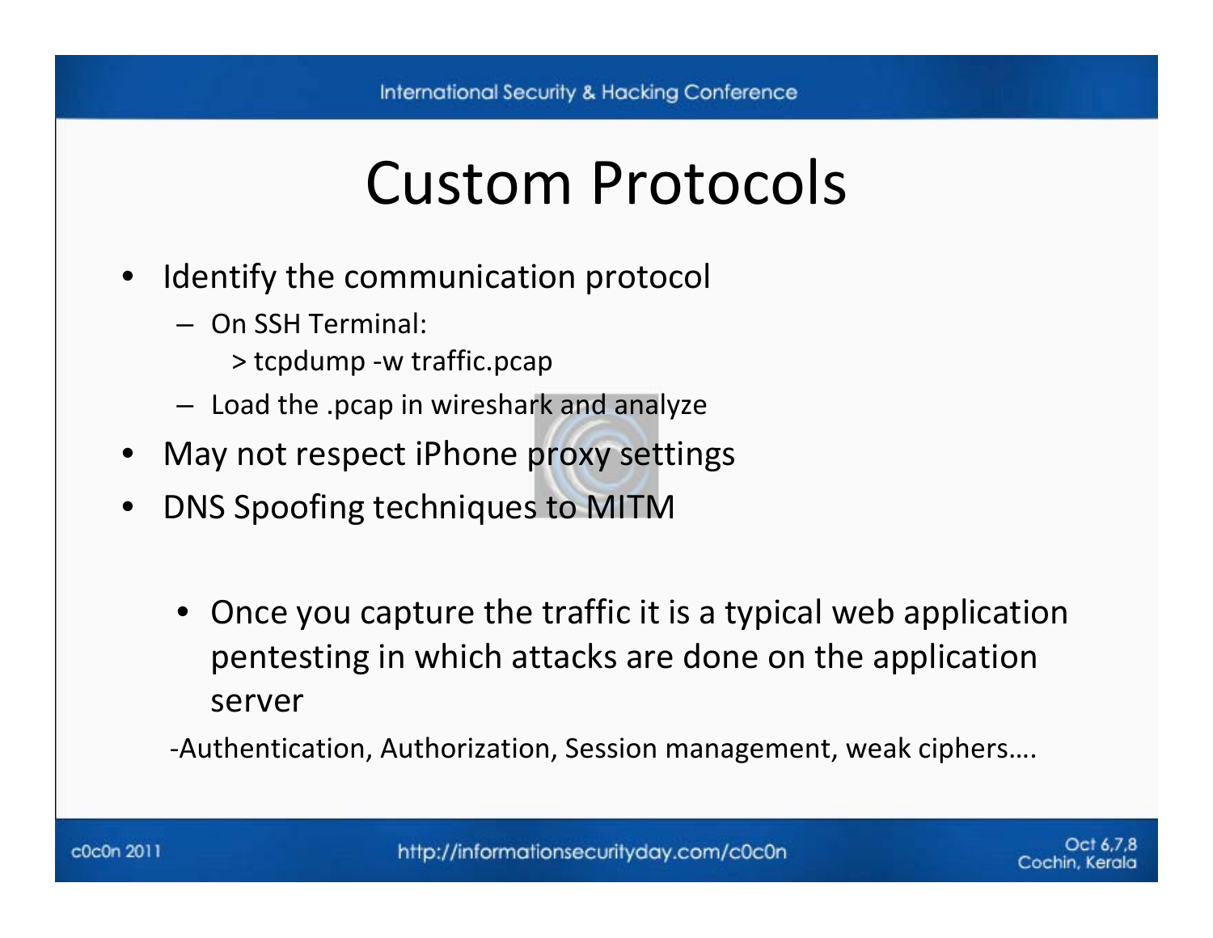# Custom Protocols

- Identify the communication protocol
  - On SSH Terminal:

    ```
    > tcpdump -w traffic.pcap
    ```

  - Load the .pcap in wireshark and analyze
- May not respect iPhone proxy settings
- DNS Spoofing techniques to MITM

  - Once you capture the traffic it is a typical web application pentesting in which attacks are done on the application server

-Authentication, Authorization, Session management, weak ciphers….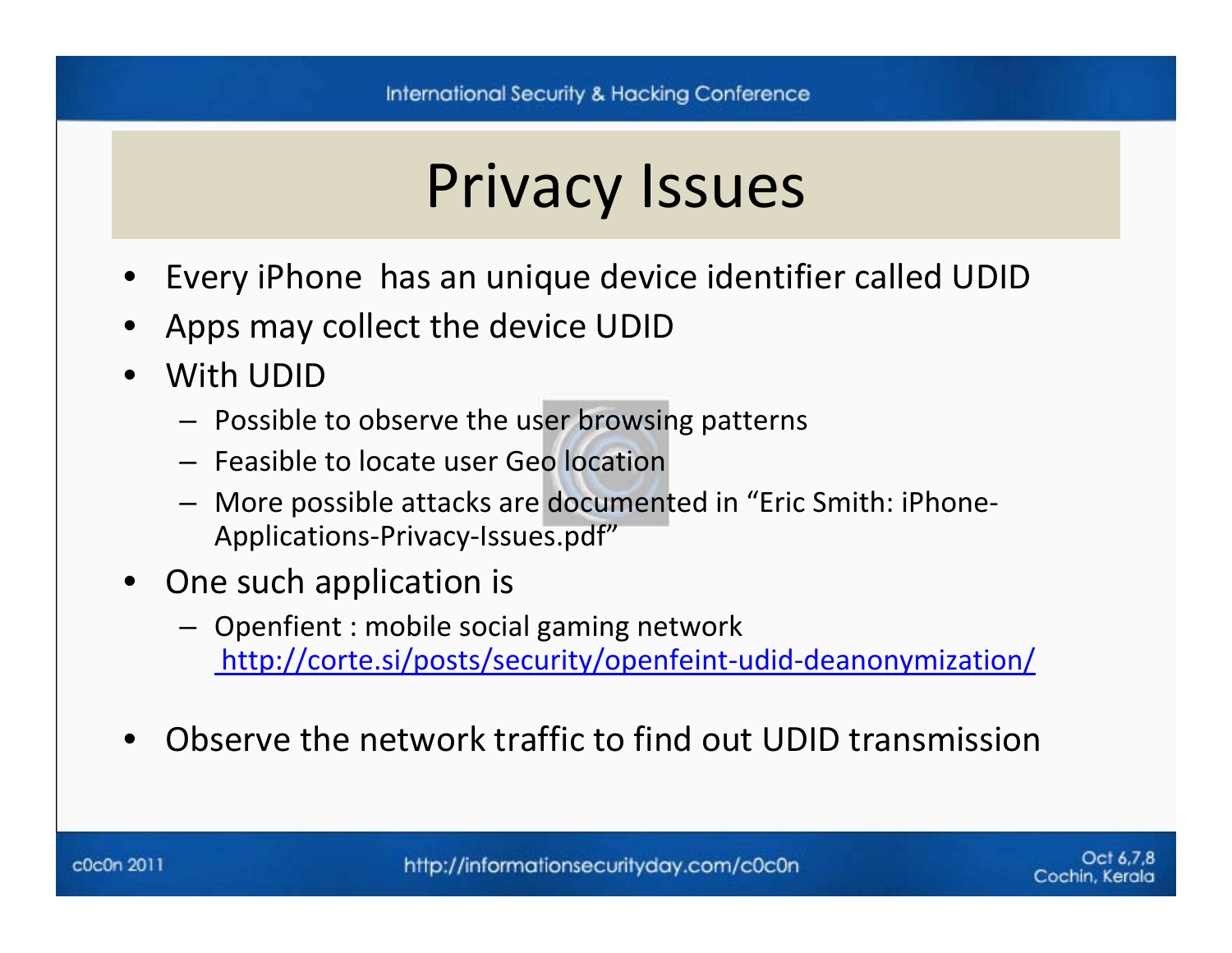# Privacy Issues

- Every iPhone  has an unique device identifier called UDID
- Apps may collect the device UDID
- With UDID
  - Possible to observe the user browsing patterns
  - Feasible to locate user Geo location
  - More possible attacks are documented in "Eric Smith: iPhone-Applications-Privacy-Issues.pdf"
- One such application is
  - Openfient : mobile social gaming network http://corte.si/posts/security/openfeint-udid-deanonymization/
- Observe the network traffic to find out UDID transmission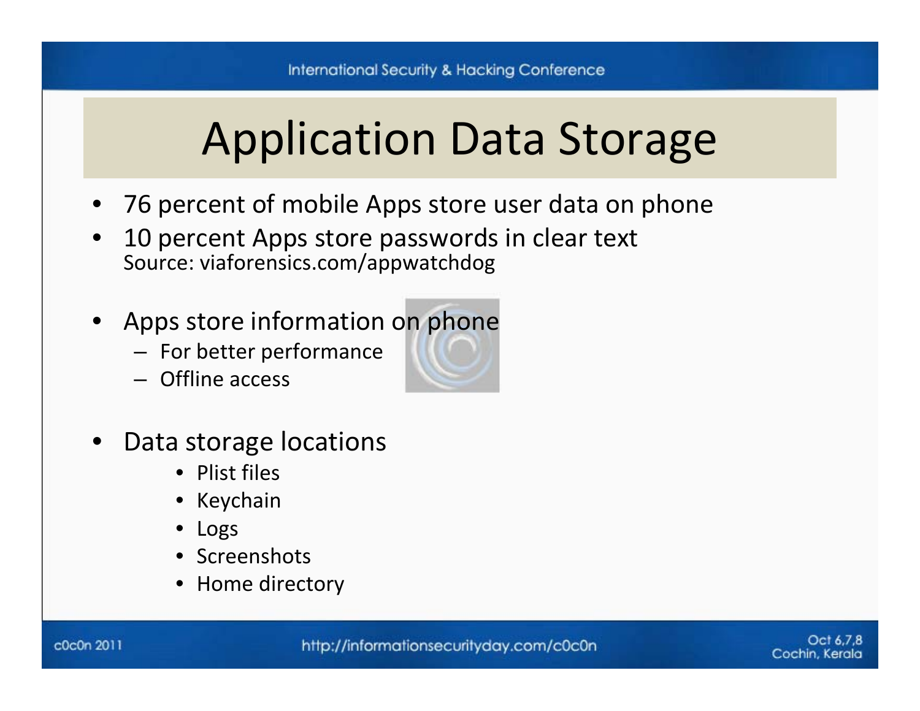# Application Data Storage

- 76 percent of mobile Apps store user data on phone
- 10 percent Apps store passwords in clear text
  Source: viaforensics.com/appwatchdog

- Apps store information on phone
  - For better performance
  - Offline access

- Data storage locations
  - Plist files
  - Keychain
  - Logs
  - Screenshots
  - Home directory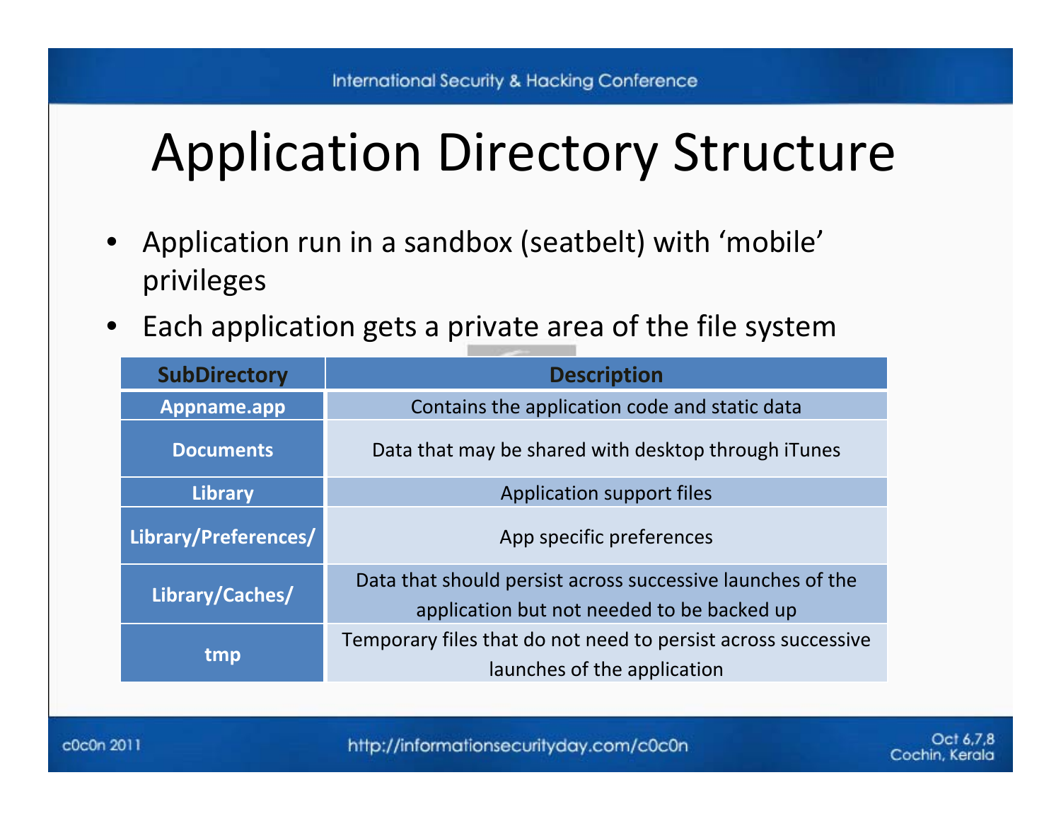# Application Directory Structure

- Application run in a sandbox (seatbelt) with 'mobile' privileges
- Each application gets a private area of the file system

| SubDirectory | Description |
| --- | --- |
| Appname.app | Contains the application code and static data |
| Documents | Data that may be shared with desktop through iTunes |
| Library | Application support files |
| Library/Preferences/ | App specific preferences |
| Library/Caches/ | Data that should persist across successive launches of the application but not needed to be backed up |
| tmp | Temporary files that do not need to persist across successive launches of the application |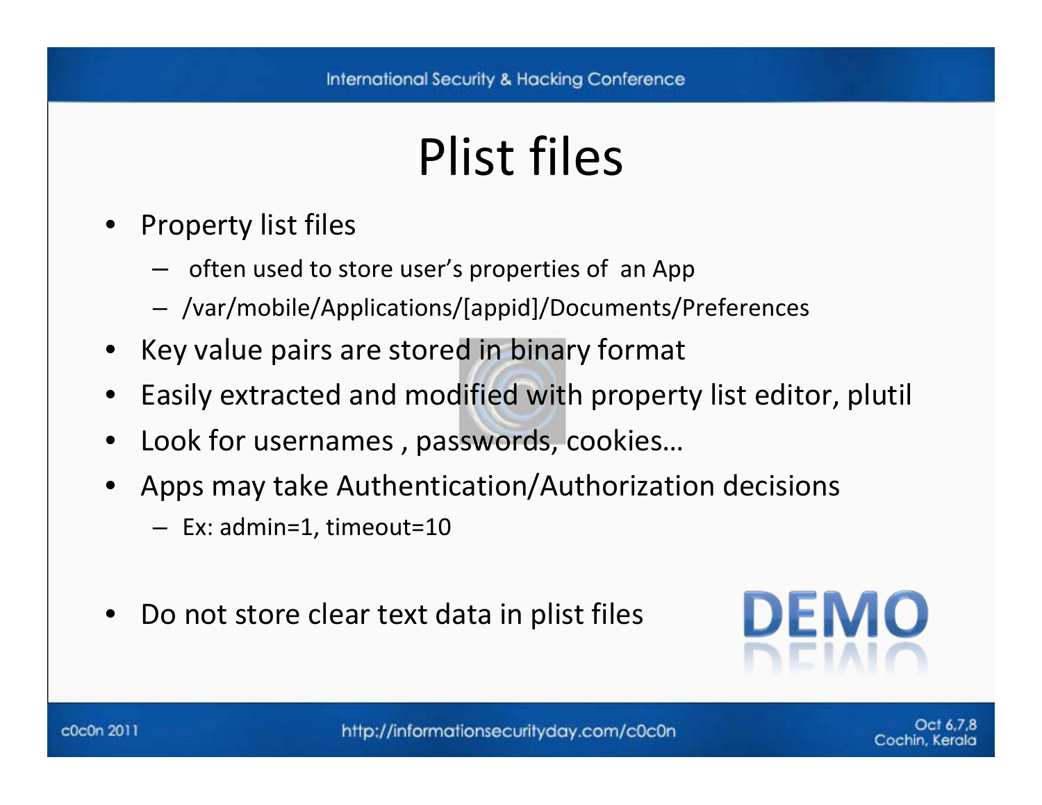# Plist files

- Property list files
  - often used to store user's properties of an App
  - /var/mobile/Applications/[appid]/Documents/Preferences
- Key value pairs are stored in binary format
- Easily extracted and modified with property list editor, plutil
- Look for usernames , passwords, cookies…
- Apps may take Authentication/Authorization decisions
  - Ex: admin=1, timeout=10
- Do not store clear text data in plist files

DEMO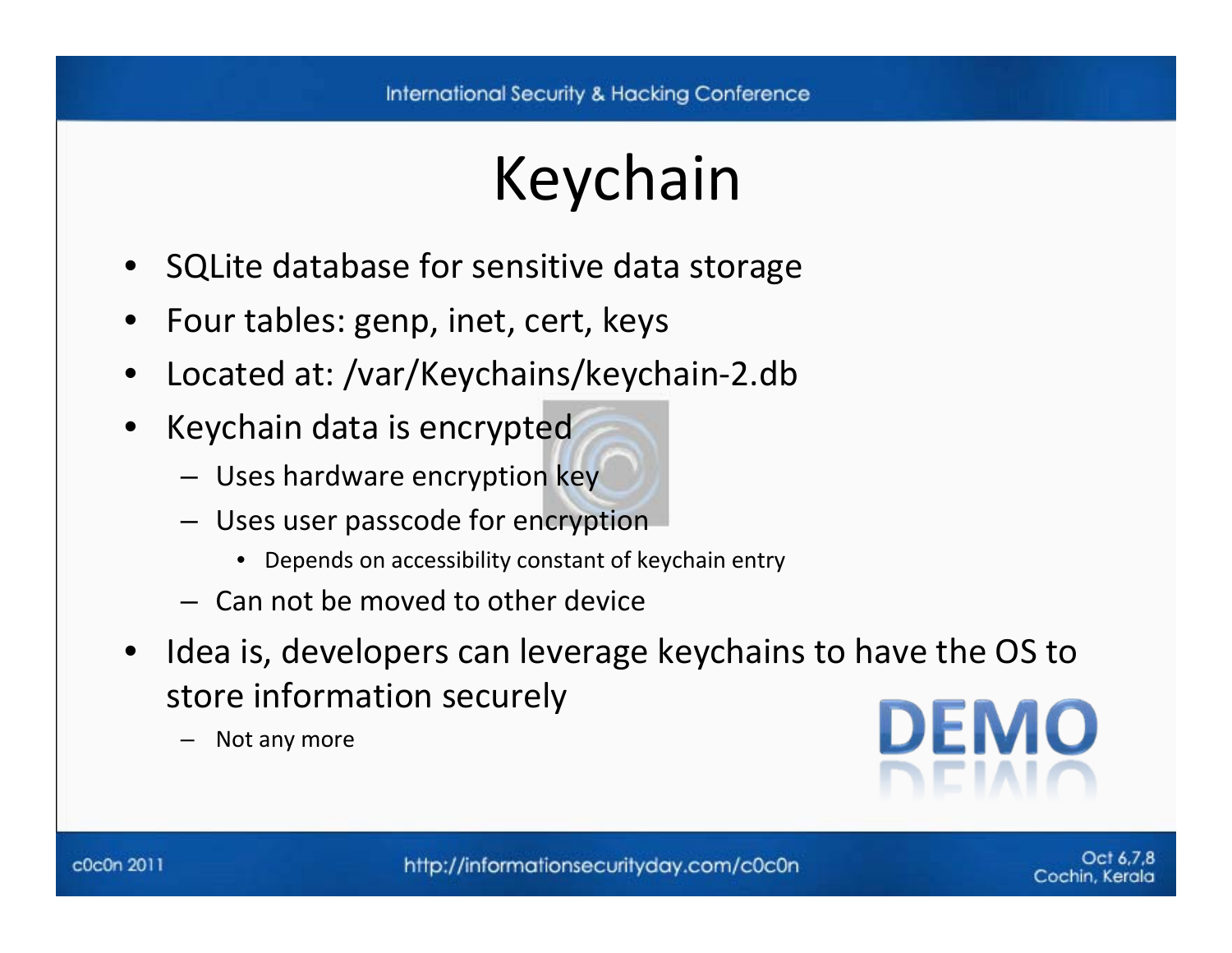# Keychain

- SQLite database for sensitive data storage
- Four tables: genp, inet, cert, keys
- Located at: /var/Keychains/keychain-2.db
- Keychain data is encrypted
  - Uses hardware encryption key
  - Uses user passcode for encryption
    - Depends on accessibility constant of keychain entry
  - Can not be moved to other device
- Idea is, developers can leverage keychains to have the OS to store information securely
  - Not any more

DEMO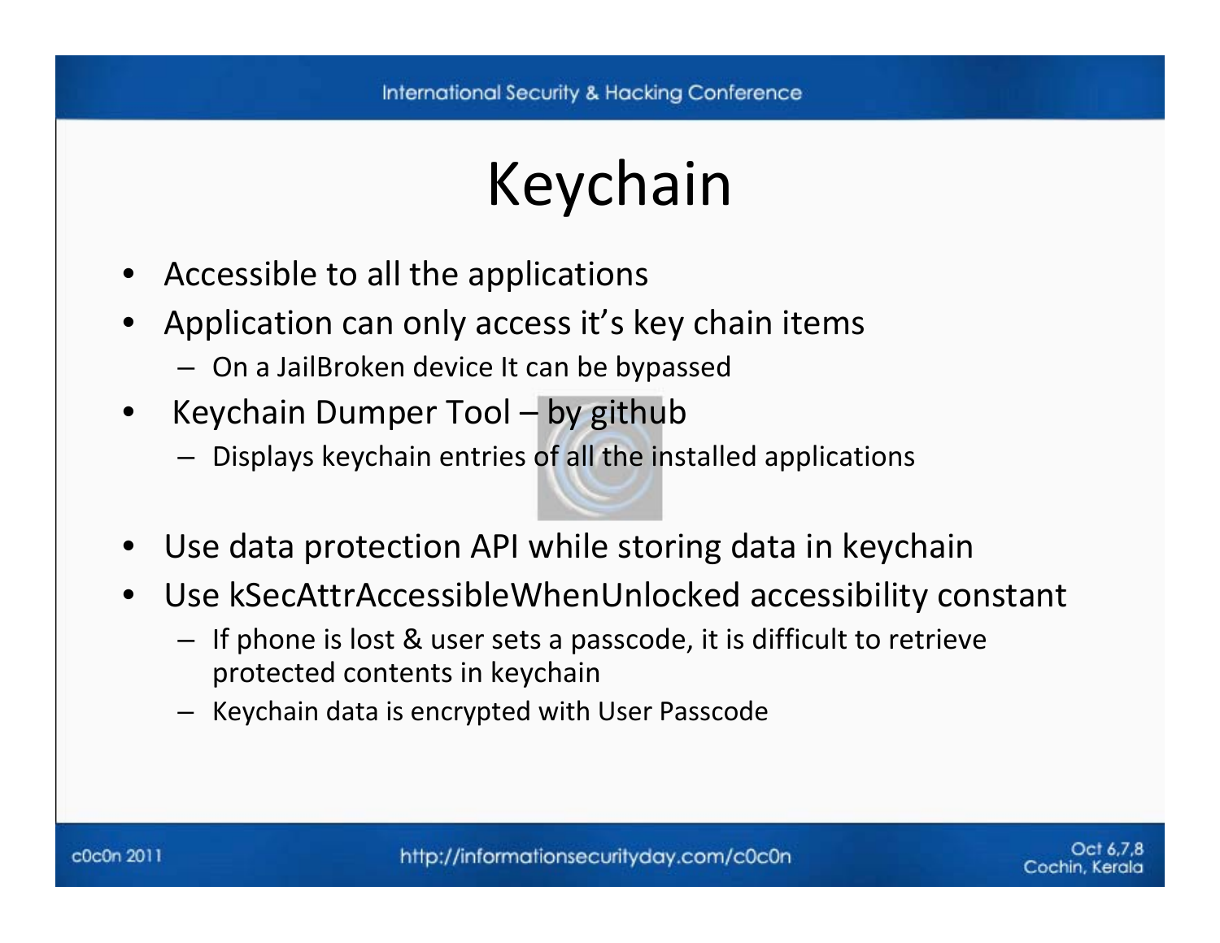# Keychain

- Accessible to all the applications
- Application can only access it's key chain items
  - On a JailBroken device It can be bypassed
- Keychain Dumper Tool – by github
  - Displays keychain entries of all the installed applications
- Use data protection API while storing data in keychain
- Use kSecAttrAccessibleWhenUnlocked accessibility constant
  - If phone is lost & user sets a passcode, it is difficult to retrieve protected contents in keychain
  - Keychain data is encrypted with User Passcode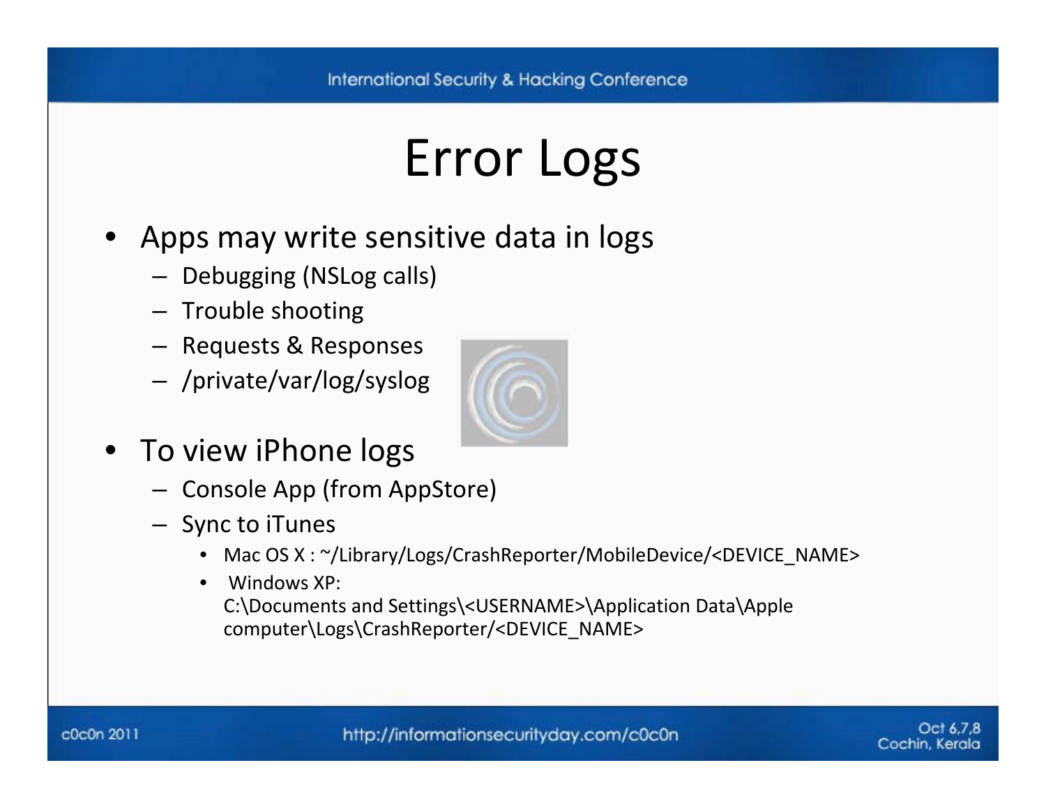# Error Logs

- Apps may write sensitive data in logs
  - Debugging (NSLog calls)
  - Trouble shooting
  - Requests & Responses
  - /private/var/log/syslog
- To view iPhone logs
  - Console App (from AppStore)
  - Sync to iTunes
    - Mac OS X : ~/Library/Logs/CrashReporter/MobileDevice/<DEVICE_NAME>
    - Windows XP: C:\Documents and Settings\<USERNAME>\Application Data\Apple computer\Logs\CrashReporter/<DEVICE_NAME>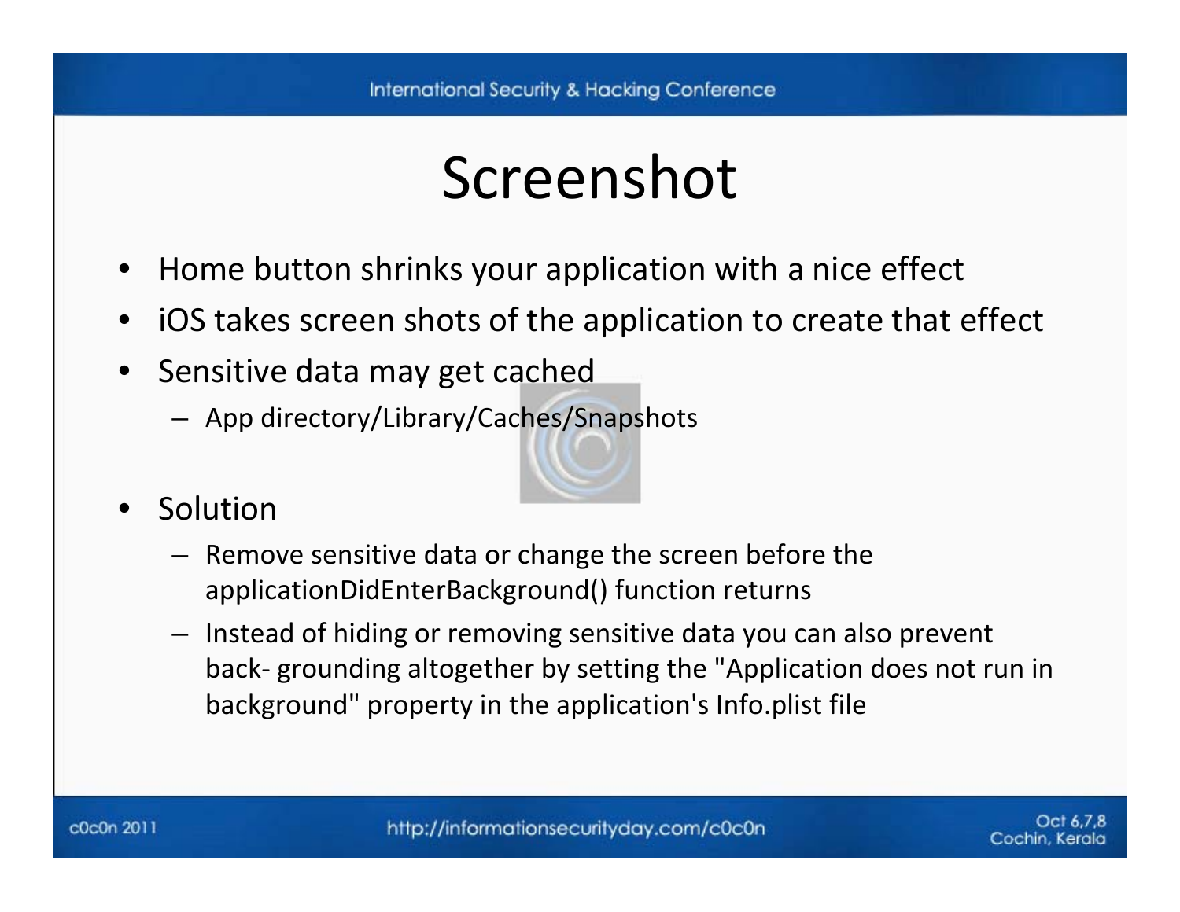# Screenshot

- Home button shrinks your application with a nice effect
- iOS takes screen shots of the application to create that effect
- Sensitive data may get cached
  - App directory/Library/Caches/Snapshots

- Solution
  - Remove sensitive data or change the screen before the applicationDidEnterBackground() function returns
  - Instead of hiding or removing sensitive data you can also prevent back- grounding altogether by setting the "Application does not run in background" property in the application's Info.plist file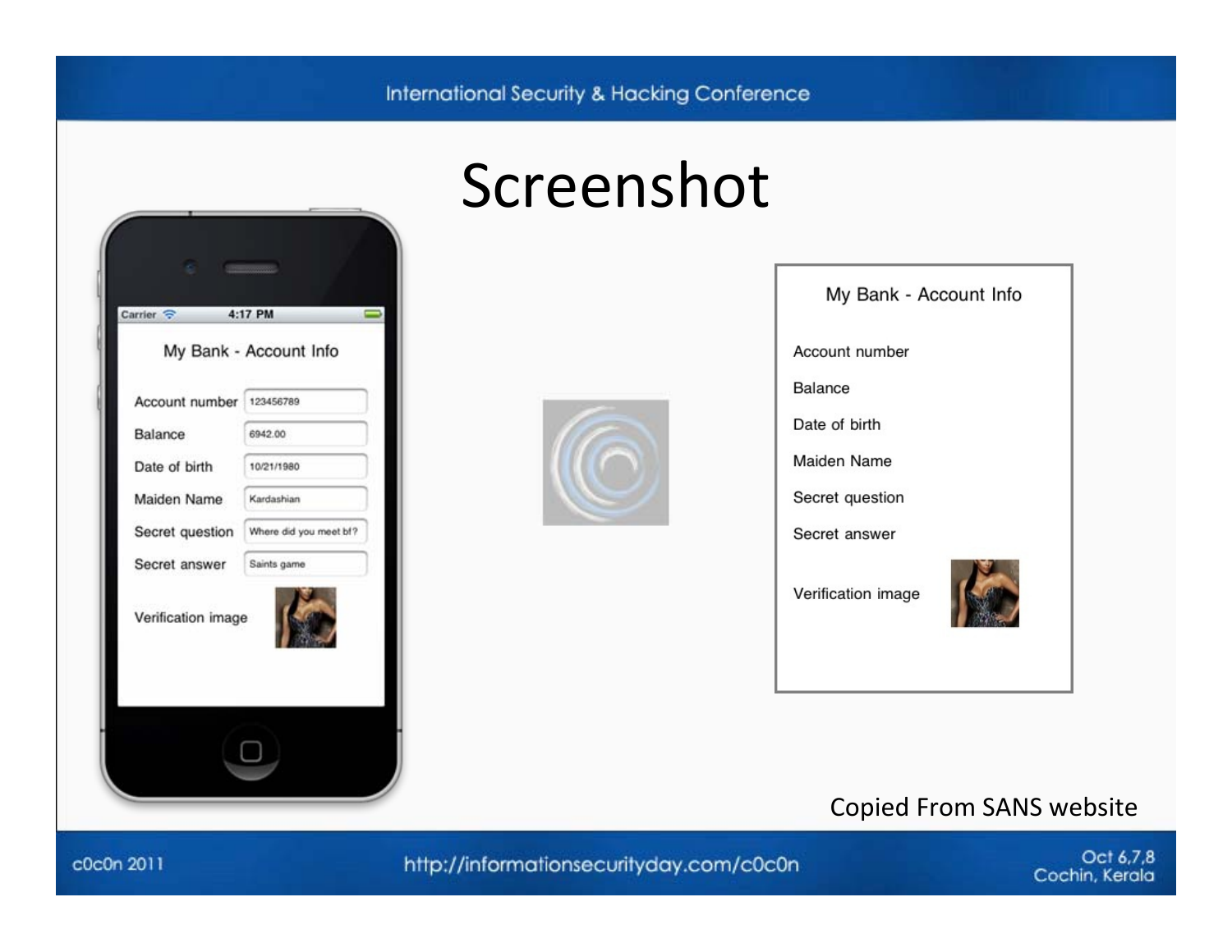# Screenshot

**My Bank - Account Info**

| | |
|---|---|
| Account number | 123456789 |
| Balance | 6942.00 |
| Date of birth | 10/21/1980 |
| Maiden Name | Kardashian |
| Secret question | Where did you meet bf? |
| Secret answer | Saints game |
| Verification image | |

**My Bank - Account Info**

| |
|---|
| Account number |
| Balance |
| Date of birth |
| Maiden Name |
| Secret question |
| Secret answer |
| Verification image |

Copied From SANS website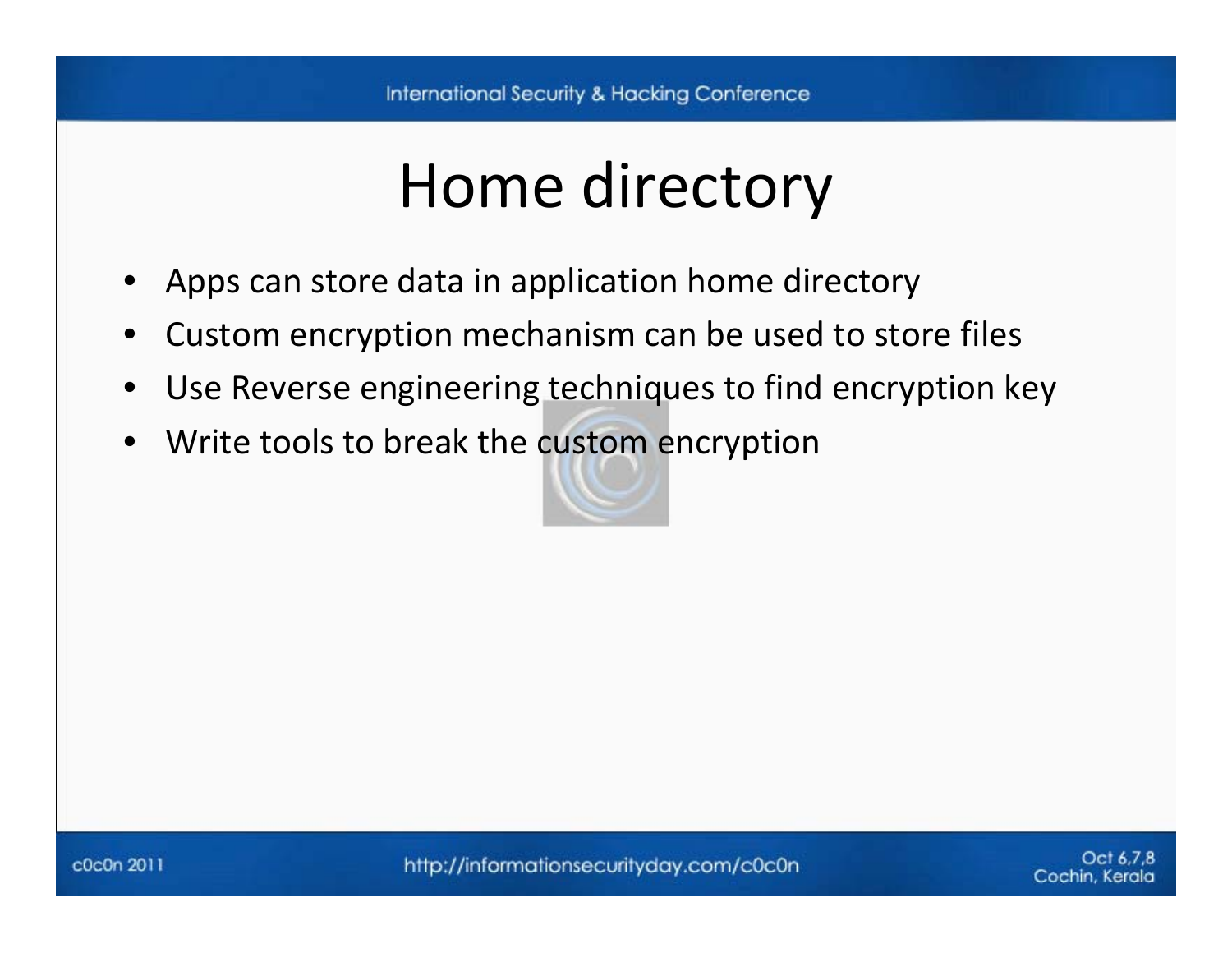# Home directory

- Apps can store data in application home directory
- Custom encryption mechanism can be used to store files
- Use Reverse engineering techniques to find encryption key
- Write tools to break the custom encryption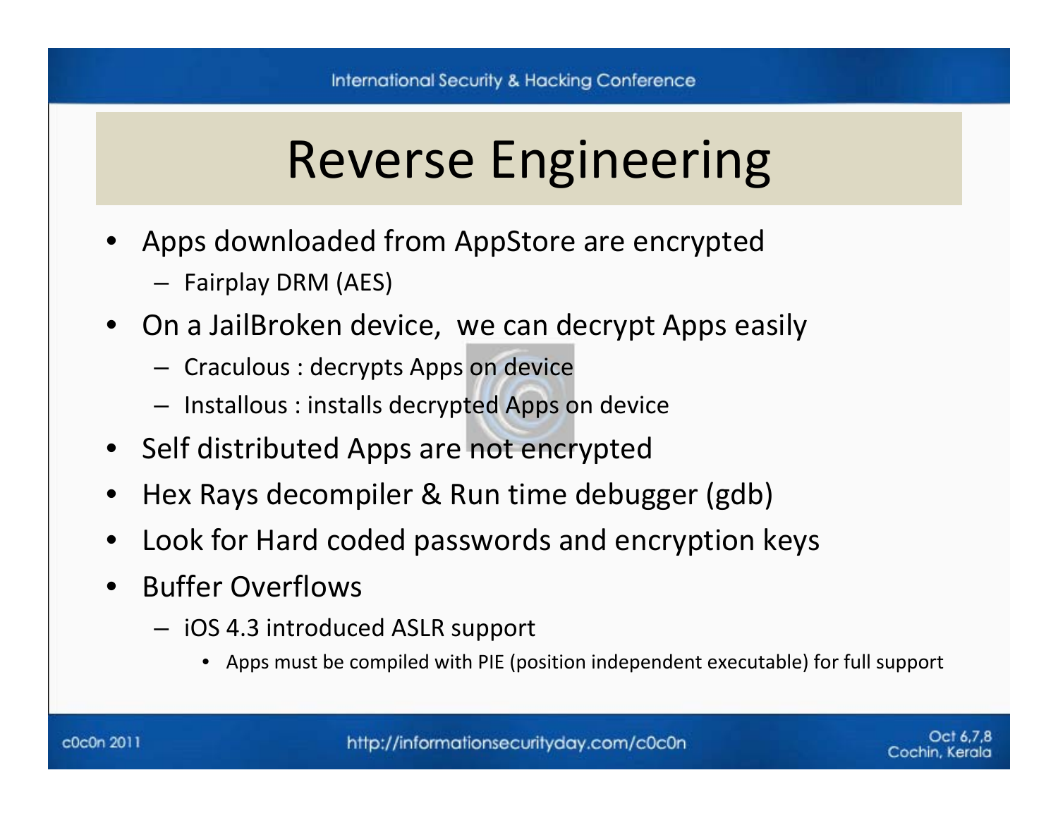# Reverse Engineering

- Apps downloaded from AppStore are encrypted
  - Fairplay DRM (AES)
- On a JailBroken device,  we can decrypt Apps easily
  - Craculous : decrypts Apps on device
  - Installous : installs decrypted Apps on device
- Self distributed Apps are not encrypted
- Hex Rays decompiler & Run time debugger (gdb)
- Look for Hard coded passwords and encryption keys
- Buffer Overflows
  - iOS 4.3 introduced ASLR support
    - Apps must be compiled with PIE (position independent executable) for full support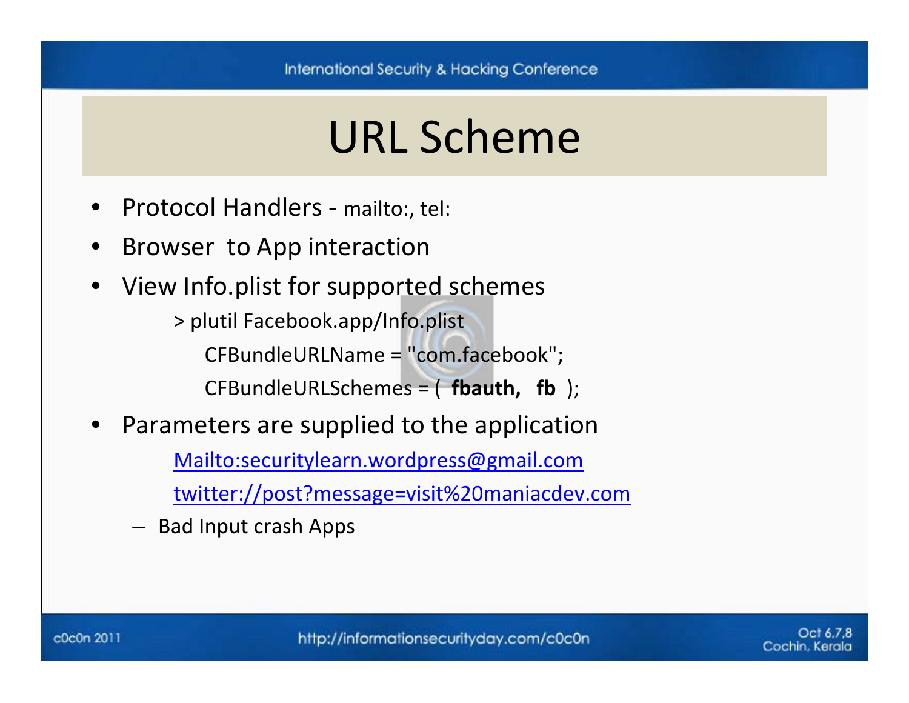# URL Scheme

- Protocol Handlers - mailto:, tel:
- Browser to App interaction
- View Info.plist for supported schemes

```
> plutil Facebook.app/Info.plist
    CFBundleURLName = "com.facebook";
    CFBundleURLSchemes = ( fbauth, fb );
```

- Parameters are supplied to the application

  Mailto:securitylearn.wordpress@gmail.com

  twitter://post?message=visit%20maniacdev.com

  – Bad Input crash Apps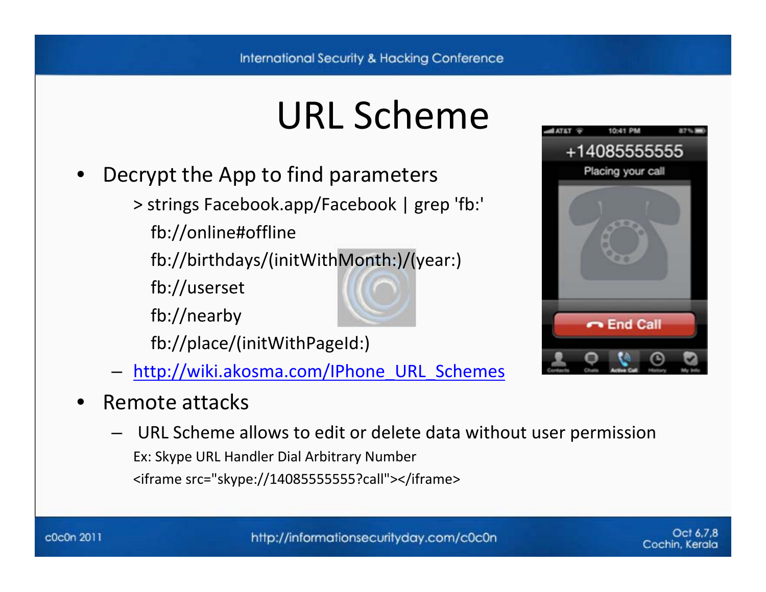# URL Scheme

- Decrypt the App to find parameters

```
> strings Facebook.app/Facebook | grep 'fb:'
  fb://online#offline
  fb://birthdays/(initWithMonth:)/(year:)
  fb://userset
  fb://nearby
  fb://place/(initWithPageId:)
```

  - http://wiki.akosma.com/IPhone_URL_Schemes

- Remote attacks
  - URL Scheme allows to edit or delete data without user permission

    Ex: Skype URL Handler Dial Arbitrary Number

    ```
    <iframe src="skype://14085555555?call"></iframe>
    ```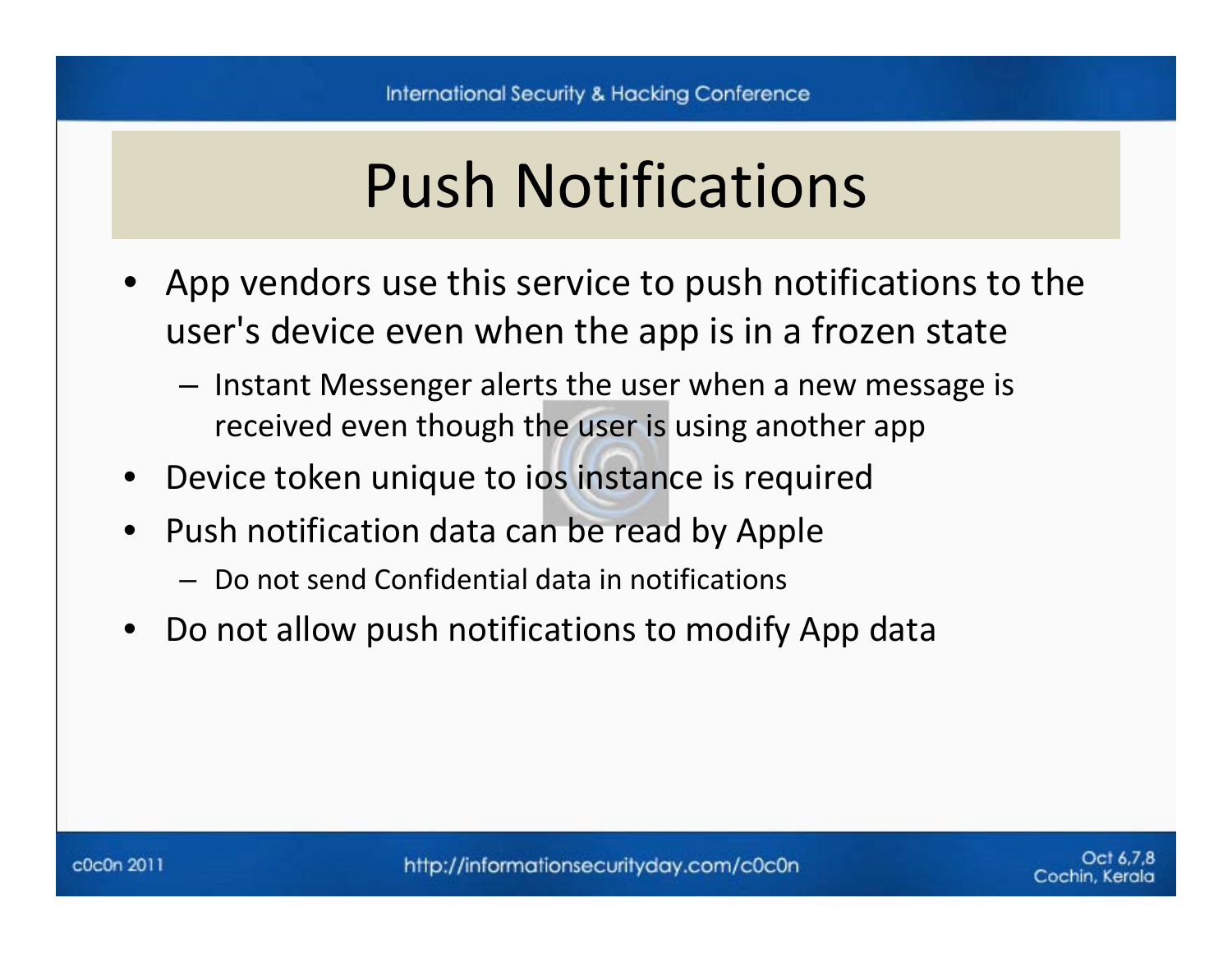# Push Notifications

- App vendors use this service to push notifications to the user's device even when the app is in a frozen state
  - Instant Messenger alerts the user when a new message is received even though the user is using another app
- Device token unique to ios instance is required
- Push notification data can be read by Apple
  - Do not send Confidential data in notifications
- Do not allow push notifications to modify App data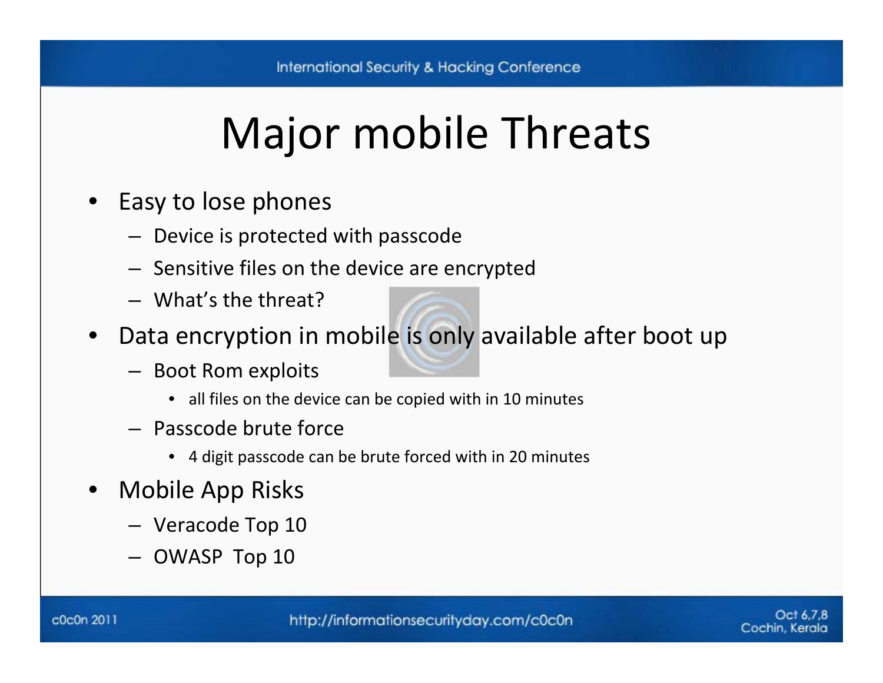# Major mobile Threats

- Easy to lose phones
  - Device is protected with passcode
  - Sensitive files on the device are encrypted
  - What's the threat?
- Data encryption in mobile is only available after boot up
  - Boot Rom exploits
    - all files on the device can be copied with in 10 minutes
  - Passcode brute force
    - 4 digit passcode can be brute forced with in 20 minutes
- Mobile App Risks
  - Veracode Top 10
  - OWASP Top 10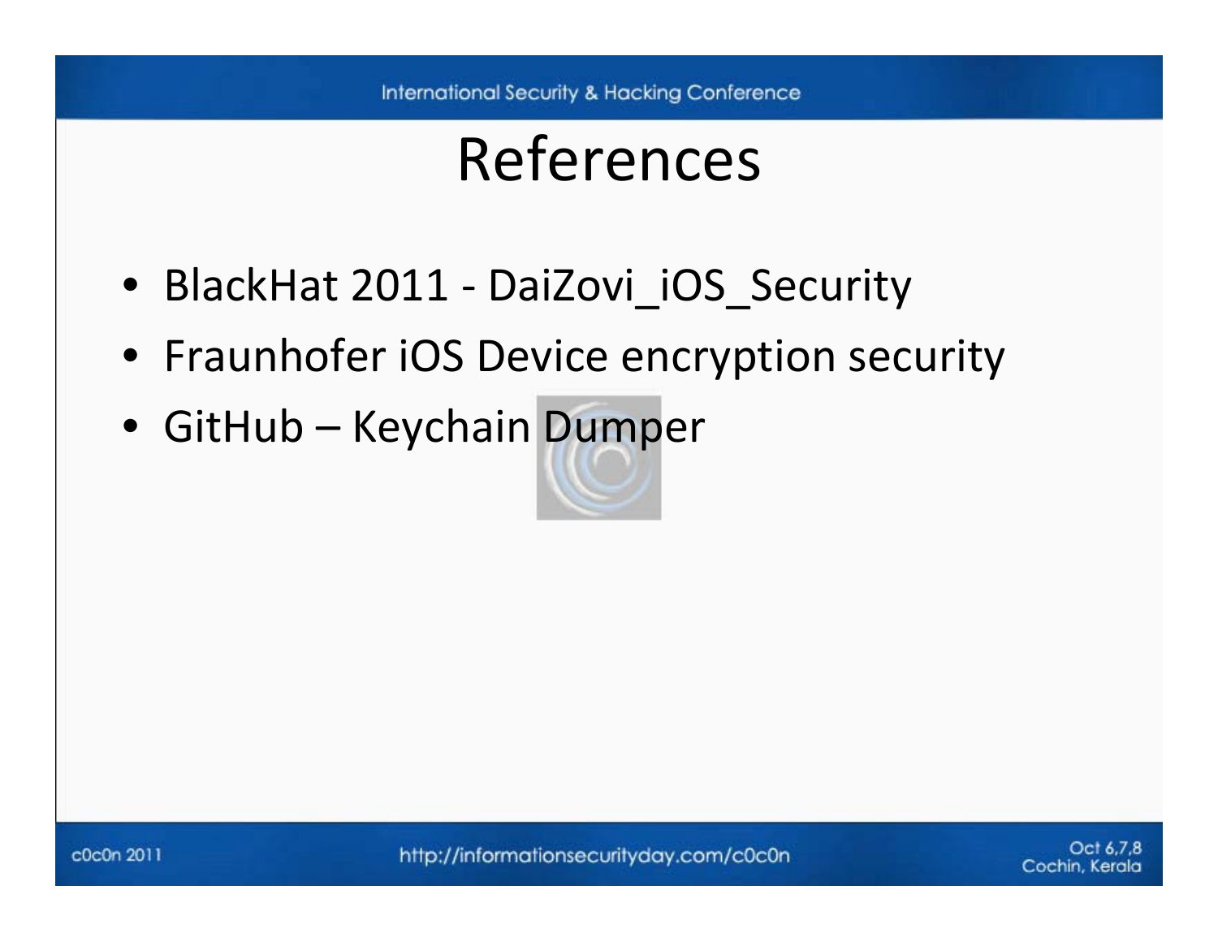# References

- BlackHat 2011 - DaiZovi_iOS_Security
- Fraunhofer iOS Device encryption security
- GitHub – Keychain Dumper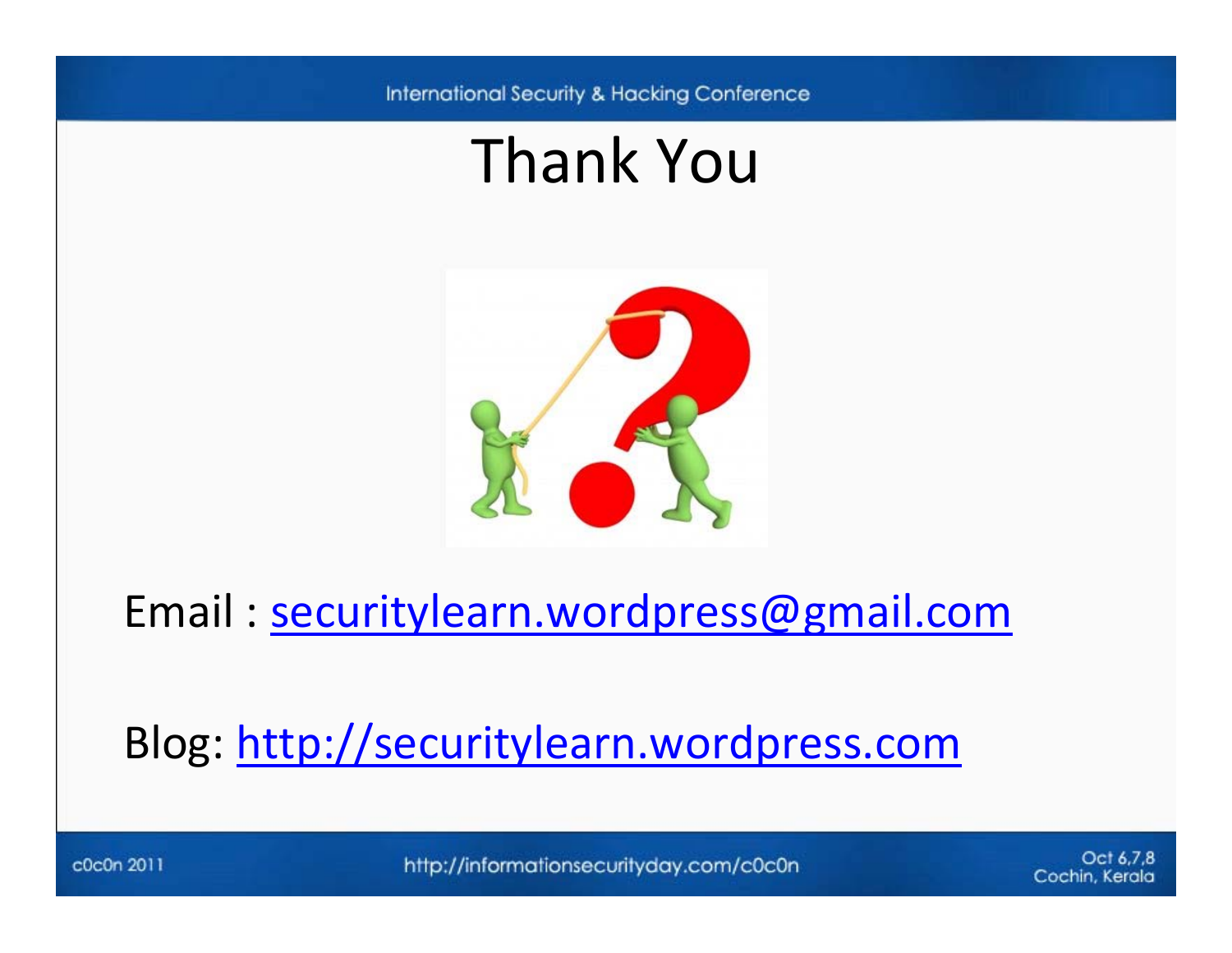# Thank You

Email : securitylearn.wordpress@gmail.com

Blog: http://securitylearn.wordpress.com